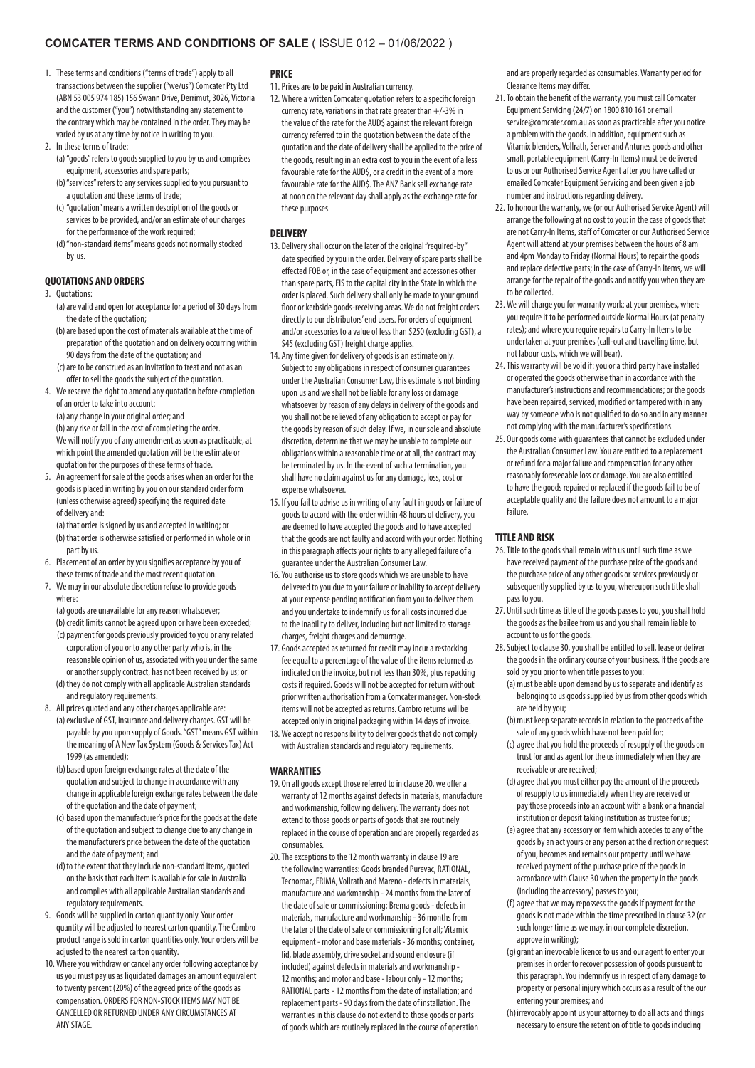# COMCATER TERMS AND CONDITIONS OF SALE ( ISSUE 012 – 01/06/2022 )

1. These terms and conditions ("terms of trade") apply to all transactions between the supplier ("we/us") Comcater Pty Ltd (ABN 53 005 974 185) 156 Swann Drive, Derrimut, 3026, Victoria and the customer ("you") notwithstanding any statement to the contrary which may be contained in the order. They may be varied by us at any time by notice in writing to you.
2. In these terms of trade:
   (a) "goods" refers to goods supplied to you by us and comprises equipment, accessories and spare parts;
   (b) "services" refers to any services supplied to you pursuant to a quotation and these terms of trade;
   (c) "quotation" means a written description of the goods or services to be provided, and/or an estimate of our charges for the performance of the work required;
   (d) "non-standard items" means goods not normally stocked by us.

## QUOTATIONS AND ORDERS

3. Quotations:
   (a) are valid and open for acceptance for a period of 30 days from the date of the quotation;
   (b) are based upon the cost of materials available at the time of preparation of the quotation and on delivery occurring within 90 days from the date of the quotation; and
   (c) are to be construed as an invitation to treat and not as an offer to sell the goods the subject of the quotation.
4. We reserve the right to amend any quotation before completion of an order to take into account:
   (a) any change in your original order; and
   (b) any rise or fall in the cost of completing the order.
   We will notify you of any amendment as soon as practicable, at which point the amended quotation will be the estimate or quotation for the purposes of these terms of trade.
5. An agreement for sale of the goods arises when an order for the goods is placed in writing by you on our standard order form (unless otherwise agreed) specifying the required date of delivery and:
   (a) that order is signed by us and accepted in writing; or
   (b) that order is otherwise satisfied or performed in whole or in part by us.
6. Placement of an order by you signifies acceptance by you of these terms of trade and the most recent quotation.
7. We may in our absolute discretion refuse to provide goods where:
   (a) goods are unavailable for any reason whatsoever;
   (b) credit limits cannot be agreed upon or have been exceeded;
   (c) payment for goods previously provided to you or any related corporation of you or to any other party who is, in the reasonable opinion of us, associated with you under the same or another supply contract, has not been received by us; or
   (d) they do not comply with all applicable Australian standards and regulatory requirements.
8. All prices quoted and any other charges applicable are:
   (a) exclusive of GST, insurance and delivery charges. GST will be payable by you upon supply of Goods. "GST" means GST within the meaning of A New Tax System (Goods & Services Tax) Act 1999 (as amended);
   (b) based upon foreign exchange rates at the date of the quotation and subject to change in accordance with any change in applicable foreign exchange rates between the date of the quotation and the date of payment;
   (c) based upon the manufacturer's price for the goods at the date of the quotation and subject to change due to any change in the manufacturer's price between the date of the quotation and the date of payment; and
   (d) to the extent that they include non-standard items, quoted on the basis that each item is available for sale in Australia and complies with all applicable Australian standards and regulatory requirements.
9. Goods will be supplied in carton quantity only. Your order quantity will be adjusted to nearest carton quantity. The Cambro product range is sold in carton quantities only. Your orders will be adjusted to the nearest carton quantity.
10. Where you withdraw or cancel any order following acceptance by us you must pay us as liquidated damages an amount equivalent to twenty percent (20%) of the agreed price of the goods as compensation. ORDERS FOR NON-STOCK ITEMS MAY NOT BE CANCELLED OR RETURNED UNDER ANY CIRCUMSTANCES AT ANY STAGE.

## PRICE

11. Prices are to be paid in Australian currency.
12. Where a written Comcater quotation refers to a specific foreign currency rate, variations in that rate greater than +/-3% in the value of the rate for the AUD$ against the relevant foreign currency referred to in the quotation between the date of the quotation and the date of delivery shall be applied to the price of the goods, resulting in an extra cost to you in the event of a less favourable rate for the AUD$, or a credit in the event of a more favourable rate for the AUD$. The ANZ Bank sell exchange rate at noon on the relevant day shall apply as the exchange rate for these purposes.

## DELIVERY

13. Delivery shall occur on the later of the original "required-by" date specified by you in the order. Delivery of spare parts shall be effected FOB or, in the case of equipment and accessories other than spare parts, FIS to the capital city in the State in which the order is placed. Such delivery shall only be made to your ground floor or kerbside goods-receiving areas. We do not freight orders directly to our distributors' end users. For orders of equipment and/or accessories to a value of less than $250 (excluding GST), a $45 (excluding GST) freight charge applies.
14. Any time given for delivery of goods is an estimate only. Subject to any obligations in respect of consumer guarantees under the Australian Consumer Law, this estimate is not binding upon us and we shall not be liable for any loss or damage whatsoever by reason of any delays in delivery of the goods and you shall not be relieved of any obligation to accept or pay for the goods by reason of such delay. If we, in our sole and absolute discretion, determine that we may be unable to complete our obligations within a reasonable time or at all, the contract may be terminated by us. In the event of such a termination, you shall have no claim against us for any damage, loss, cost or expense whatsoever.
15. If you fail to advise us in writing of any fault in goods or failure of goods to accord with the order within 48 hours of delivery, you are deemed to have accepted the goods and to have accepted that the goods are not faulty and accord with your order. Nothing in this paragraph affects your rights to any alleged failure of a guarantee under the Australian Consumer Law.
16. You authorise us to store goods which we are unable to have delivered to you due to your failure or inability to accept delivery at your expense pending notification from you to deliver them and you undertake to indemnify us for all costs incurred due to the inability to deliver, including but not limited to storage charges, freight charges and demurrage.
17. Goods accepted as returned for credit may incur a restocking fee equal to a percentage of the value of the items returned as indicated on the invoice, but not less than 30%, plus repacking costs if required. Goods will not be accepted for return without prior written authorisation from a Comcater manager. Non-stock items will not be accepted as returns. Cambro returns will be accepted only in original packaging within 14 days of invoice.
18. We accept no responsibility to deliver goods that do not comply with Australian standards and regulatory requirements.

## WARRANTIES

19. On all goods except those referred to in clause 20, we offer a warranty of 12 months against defects in materials, manufacture and workmanship, following delivery. The warranty does not extend to those goods or parts of goods that are routinely replaced in the course of operation and are properly regarded as consumables.
20. The exceptions to the 12 month warranty in clause 19 are the following warranties: Goods branded Purevac, RATIONAL, Tecnomac, FRIMA, Vollrath and Mareno - defects in materials, manufacture and workmanship - 24 months from the later of the date of sale or commissioning; Brema goods - defects in materials, manufacture and workmanship - 36 months from the later of the date of sale or commissioning for all; Vitamix equipment - motor and base materials - 36 months; container, lid, blade assembly, drive socket and sound enclosure (if included) against defects in materials and workmanship - 12 months; and motor and base - labour only - 12 months; RATIONAL parts - 12 months from the date of installation; and replacement parts - 90 days from the date of installation. The warranties in this clause do not extend to those goods or parts of goods which are routinely replaced in the course of operation and are properly regarded as consumables. Warranty period for Clearance Items may differ.
21. To obtain the benefit of the warranty, you must call Comcater Equipment Servicing (24/7) on 1800 810 161 or email service@comcater.com.au as soon as practicable after you notice a problem with the goods. In addition, equipment such as Vitamix blenders, Vollrath, Server and Antunes goods and other small, portable equipment (Carry-In Items) must be delivered to us or our Authorised Service Agent after you have called or emailed Comcater Equipment Servicing and been given a job number and instructions regarding delivery.
22. To honour the warranty, we (or our Authorised Service Agent) will arrange the following at no cost to you: in the case of goods that are not Carry-In Items, staff of Comcater or our Authorised Service Agent will attend at your premises between the hours of 8 am and 4pm Monday to Friday (Normal Hours) to repair the goods and replace defective parts; in the case of Carry-In Items, we will arrange for the repair of the goods and notify you when they are to be collected.
23. We will charge you for warranty work: at your premises, where you require it to be performed outside Normal Hours (at penalty rates); and where you require repairs to Carry-In Items to be undertaken at your premises (call-out and travelling time, but not labour costs, which we will bear).
24. This warranty will be void if: you or a third party have installed or operated the goods otherwise than in accordance with the manufacturer's instructions and recommendations; or the goods have been repaired, serviced, modified or tampered with in any way by someone who is not qualified to do so and in any manner not complying with the manufacturer's specifications.
25. Our goods come with guarantees that cannot be excluded under the Australian Consumer Law. You are entitled to a replacement or refund for a major failure and compensation for any other reasonably foreseeable loss or damage. You are also entitled to have the goods repaired or replaced if the goods fail to be of acceptable quality and the failure does not amount to a major failure.

## TITLE AND RISK

26. Title to the goods shall remain with us until such time as we have received payment of the purchase price of the goods and the purchase price of any other goods or services previously or subsequently supplied by us to you, whereupon such title shall pass to you.
27. Until such time as title of the goods passes to you, you shall hold the goods as the bailee from us and you shall remain liable to account to us for the goods.
28. Subject to clause 30, you shall be entitled to sell, lease or deliver the goods in the ordinary course of your business. If the goods are sold by you prior to when title passes to you:
   (a) must be able upon demand by us to separate and identify as belonging to us goods supplied by us from other goods which are held by you;
   (b) must keep separate records in relation to the proceeds of the sale of any goods which have not been paid for;
   (c) agree that you hold the proceeds of resupply of the goods on trust for and as agent for the us immediately when they are receivable or are received;
   (d) agree that you must either pay the amount of the proceeds of resupply to us immediately when they are received or pay those proceeds into an account with a bank or a financial institution or deposit taking institution as trustee for us;
   (e) agree that any accessory or item which accedes to any of the goods by an act yours or any person at the direction or request of you, becomes and remains our property until we have received payment of the purchase price of the goods in accordance with Clause 30 when the property in the goods (including the accessory) passes to you;
   (f) agree that we may repossess the goods if payment for the goods is not made within the time prescribed in clause 32 (or such longer time as we may, in our complete discretion, approve in writing);
   (g) grant an irrevocable licence to us and our agent to enter your premises in order to recover possession of goods pursuant to this paragraph. You indemnify us in respect of any damage to property or personal injury which occurs as a result of the our entering your premises; and
   (h) irrevocably appoint us your attorney to do all acts and things necessary to ensure the retention of title to goods including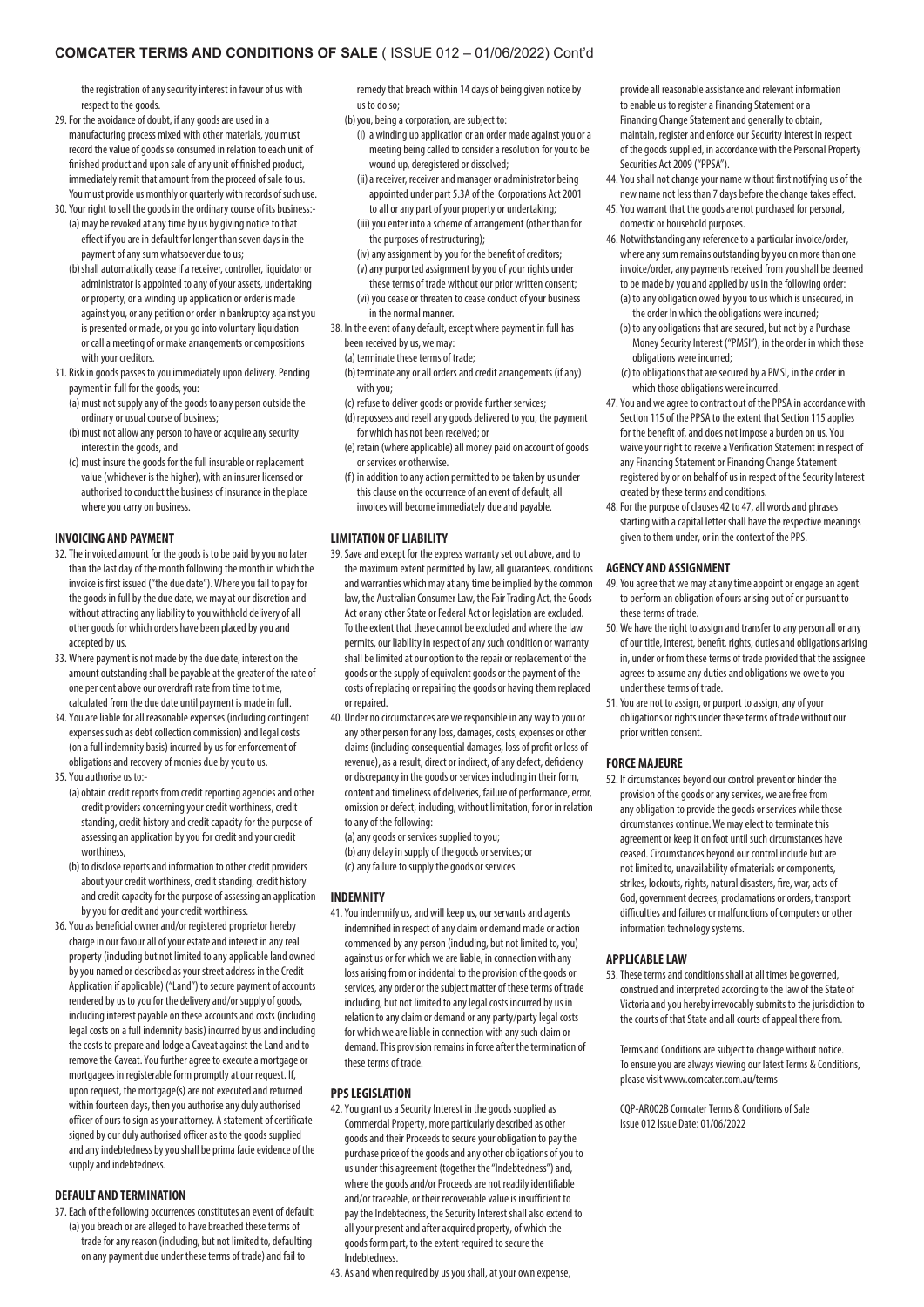the registration of any security interest in favour of us with respect to the goods.

29. For the avoidance of doubt, if any goods are used in a manufacturing process mixed with other materials, you must record the value of goods so consumed in relation to each unit of finished product and upon sale of any unit of finished product, immediately remit that amount from the proceed of sale to us. You must provide us monthly or quarterly with records of such use.

30. Your right to sell the goods in the ordinary course of its business:-
   (a) may be revoked at any time by us by giving notice to that effect if you are in default for longer than seven days in the payment of any sum whatsoever due to us;
   (b) shall automatically cease if a receiver, controller, liquidator or administrator is appointed to any of your assets, undertaking or property, or a winding up application or order is made against you, or any petition or order in bankruptcy against you is presented or made, or you go into voluntary liquidation or call a meeting of or make arrangements or compositions with your creditors.

31. Risk in goods passes to you immediately upon delivery. Pending payment in full for the goods, you:
   (a) must not supply any of the goods to any person outside the ordinary or usual course of business;
   (b) must not allow any person to have or acquire any security interest in the goods, and
   (c) must insure the goods for the full insurable or replacement value (whichever is the higher), with an insurer licensed or authorised to conduct the business of insurance in the place where you carry on business.

## INVOICING AND PAYMENT

32. The invoiced amount for the goods is to be paid by you no later than the last day of the month following the month in which the invoice is first issued ("the due date"). Where you fail to pay for the goods in full by the due date, we may at our discretion and without attracting any liability to you withhold delivery of all other goods for which orders have been placed by you and accepted by us.

33. Where payment is not made by the due date, interest on the amount outstanding shall be payable at the greater of the rate of one per cent above our overdraft rate from time to time, calculated from the due date until payment is made in full.

34. You are liable for all reasonable expenses (including contingent expenses such as debt collection commission) and legal costs (on a full indemnity basis) incurred by us for enforcement of obligations and recovery of monies due by you to us.

35. You authorise us to:-
   (a) obtain credit reports from credit reporting agencies and other credit providers concerning your credit worthiness, credit standing, credit history and credit capacity for the purpose of assessing an application by you for credit and your credit worthiness,
   (b) to disclose reports and information to other credit providers about your credit worthiness, credit standing, credit history and credit capacity for the purpose of assessing an application by you for credit and your credit worthiness.

36. You as beneficial owner and/or registered proprietor hereby charge in our favour all of your estate and interest in any real property (including but not limited to any applicable land owned by you named or described as your street address in the Credit Application if applicable) ("Land") to secure payment of accounts rendered by us to you for the delivery and/or supply of goods, including interest payable on these accounts and costs (including legal costs on a full indemnity basis) incurred by us and including the costs to prepare and lodge a Caveat against the Land and to remove the Caveat. You further agree to execute a mortgage or mortgagees in registerable form promptly at our request. If, upon request, the mortgage(s) are not executed and returned within fourteen days, then you authorise any duly authorised officer of ours to sign as your attorney. A statement of certificate signed by our duly authorised officer as to the goods supplied and any indebtedness by you shall be prima facie evidence of the supply and indebtedness.

## DEFAULT AND TERMINATION

37. Each of the following occurrences constitutes an event of default:
   (a) you breach or are alleged to have breached these terms of trade for any reason (including, but not limited to, defaulting on any payment due under these terms of trade) and fail to remedy that breach within 14 days of being given notice by us to do so;
   (b) you, being a corporation, are subject to:
      (i) a winding up application or an order made against you or a meeting being called to consider a resolution for you to be wound up, deregistered or dissolved;
      (ii) a receiver, receiver and manager or administrator being appointed under part 5.3A of the Corporations Act 2001 to all or any part of your property or undertaking;
      (iii) you enter into a scheme of arrangement (other than for the purposes of restructuring);
      (iv) any assignment by you for the benefit of creditors;
      (v) any purported assignment by you of your rights under these terms of trade without our prior written consent;
      (vi) you cease or threaten to cease conduct of your business in the normal manner.

38. In the event of any default, except where payment in full has been received by us, we may:
   (a) terminate these terms of trade;
   (b) terminate any or all orders and credit arrangements (if any) with you;
   (c) refuse to deliver goods or provide further services;
   (d) repossess and resell any goods delivered to you, the payment for which has not been received; or
   (e) retain (where applicable) all money paid on account of goods or services or otherwise.
   (f) in addition to any action permitted to be taken by us under this clause on the occurrence of an event of default, all invoices will become immediately due and payable.

## LIMITATION OF LIABILITY

39. Save and except for the express warranty set out above, and to the maximum extent permitted by law, all guarantees, conditions and warranties which may at any time be implied by the common law, the Australian Consumer Law, the Fair Trading Act, the Goods Act or any other State or Federal Act or legislation are excluded. To the extent that these cannot be excluded and where the law permits, our liability in respect of any such condition or warranty shall be limited at our option to the repair or replacement of the goods or the supply of equivalent goods or the payment of the costs of replacing or repairing the goods or having them replaced or repaired.

40. Under no circumstances are we responsible in any way to you or any other person for any loss, damages, costs, expenses or other claims (including consequential damages, loss of profit or loss of revenue), as a result, direct or indirect, of any defect, deficiency or discrepancy in the goods or services including in their form, content and timeliness of deliveries, failure of performance, error, omission or defect, including, without limitation, for or in relation to any of the following:
   (a) any goods or services supplied to you;
   (b) any delay in supply of the goods or services; or
   (c) any failure to supply the goods or services.

## INDEMNITY

41. You indemnify us, and will keep us, our servants and agents indemnified in respect of any claim or demand made or action commenced by any person (including, but not limited to, you) against us or for which we are liable, in connection with any loss arising from or incidental to the provision of the goods or services, any order or the subject matter of these terms of trade including, but not limited to any legal costs incurred by us in relation to any claim or demand or any party/party legal costs for which we are liable in connection with any such claim or demand. This provision remains in force after the termination of these terms of trade.

## PPS LEGISLATION

42. You grant us a Security Interest in the goods supplied as Commercial Property, more particularly described as other goods and their Proceeds to secure your obligation to pay the purchase price of the goods and any other obligations of you to us under this agreement (together the "Indebtedness") and, where the goods and/or Proceeds are not readily identifiable and/or traceable, or their recoverable value is insufficient to pay the Indebtedness, the Security Interest shall also extend to all your present and after acquired property, of which the goods form part, to the extent required to secure the Indebtedness.

43. As and when required by us you shall, at your own expense, provide all reasonable assistance and relevant information to enable us to register a Financing Statement or a Financing Change Statement and generally to obtain, maintain, register and enforce our Security Interest in respect of the goods supplied, in accordance with the Personal Property Securities Act 2009 ("PPSA").

44. You shall not change your name without first notifying us of the new name not less than 7 days before the change takes effect.

45. You warrant that the goods are not purchased for personal, domestic or household purposes.

46. Notwithstanding any reference to a particular invoice/order, where any sum remains outstanding by you on more than one invoice/order, any payments received from you shall be deemed to be made by you and applied by us in the following order:
   (a) to any obligation owed by you to us which is unsecured, in the order In which the obligations were incurred;
   (b) to any obligations that are secured, but not by a Purchase Money Security Interest ("PMSI"), in the order in which those obligations were incurred;
   (c) to obligations that are secured by a PMSI, in the order in which those obligations were incurred.

47. You and we agree to contract out of the PPSA in accordance with Section 115 of the PPSA to the extent that Section 115 applies for the benefit of, and does not impose a burden on us. You waive your right to receive a Verification Statement in respect of any Financing Statement or Financing Change Statement registered by or on behalf of us in respect of the Security Interest created by these terms and conditions.

48. For the purpose of clauses 42 to 47, all words and phrases starting with a capital letter shall have the respective meanings given to them under, or in the context of the PPS.

## AGENCY AND ASSIGNMENT

49. You agree that we may at any time appoint or engage an agent to perform an obligation of ours arising out of or pursuant to these terms of trade.

50. We have the right to assign and transfer to any person all or any of our title, interest, benefit, rights, duties and obligations arising in, under or from these terms of trade provided that the assignee agrees to assume any duties and obligations we owe to you under these terms of trade.

51. You are not to assign, or purport to assign, any of your obligations or rights under these terms of trade without our prior written consent.

## FORCE MAJEURE

52. If circumstances beyond our control prevent or hinder the provision of the goods or any services, we are free from any obligation to provide the goods or services while those circumstances continue. We may elect to terminate this agreement or keep it on foot until such circumstances have ceased. Circumstances beyond our control include but are not limited to, unavailability of materials or components, strikes, lockouts, rights, natural disasters, fire, war, acts of God, government decrees, proclamations or orders, transport difficulties and failures or malfunctions of computers or other information technology systems.

## APPLICABLE LAW

53. These terms and conditions shall at all times be governed, construed and interpreted according to the law of the State of Victoria and you hereby irrevocably submits to the jurisdiction to the courts of that State and all courts of appeal there from.

Terms and Conditions are subject to change without notice. To ensure you are always viewing our latest Terms & Conditions, please visit www.comcater.com.au/terms

CQP-AR002B Comcater Terms & Conditions of Sale
Issue 012 Issue Date: 01/06/2022